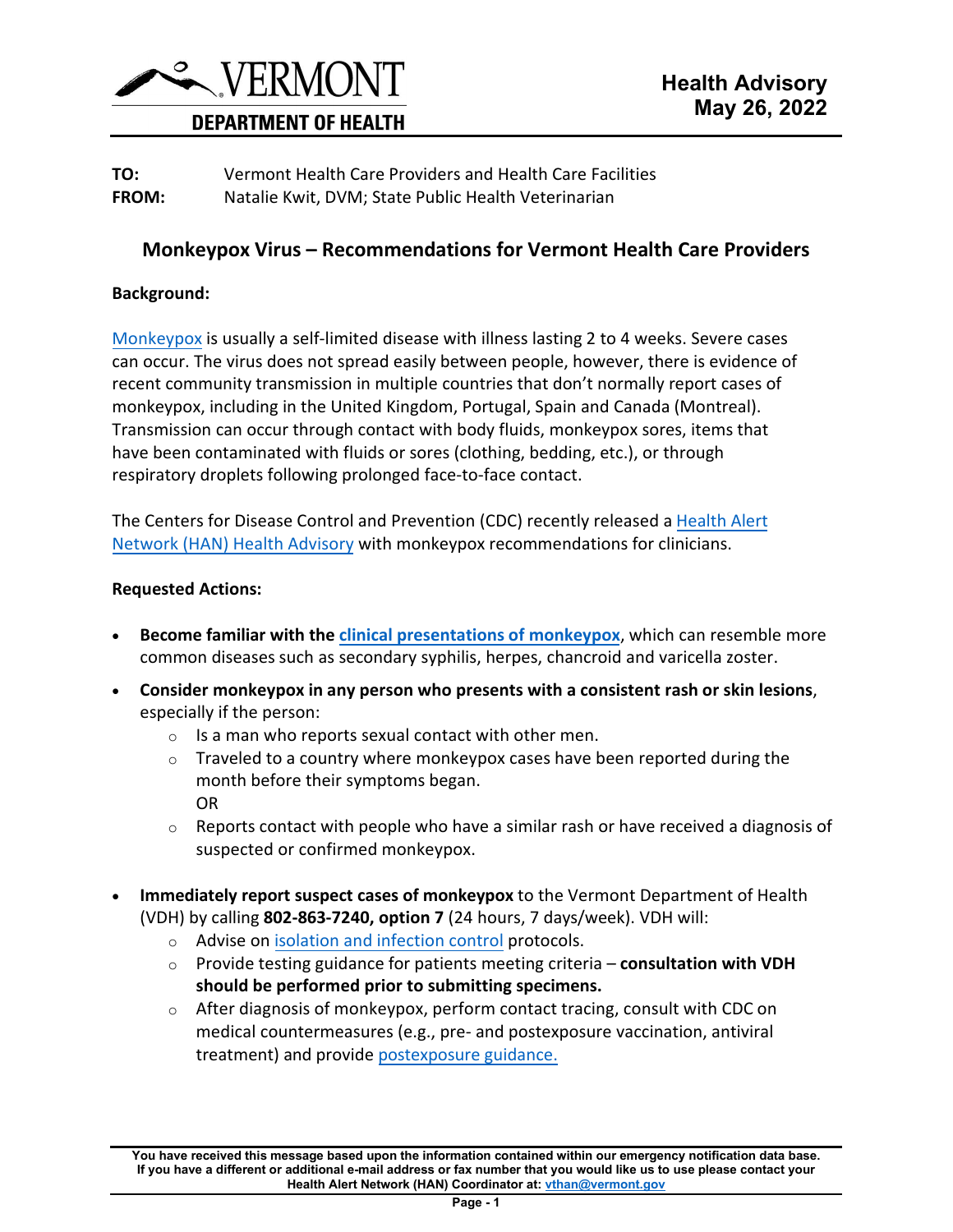VERMONT
DEPARTMENT OF HEALTH

**Health Advisory**
**May 26, 2022**

**TO:** Vermont Health Care Providers and Health Care Facilities
**FROM:** Natalie Kwit, DVM; State Public Health Veterinarian

## Monkeypox Virus – Recommendations for Vermont Health Care Providers

**Background:**

Monkeypox is usually a self-limited disease with illness lasting 2 to 4 weeks. Severe cases can occur. The virus does not spread easily between people, however, there is evidence of recent community transmission in multiple countries that don't normally report cases of monkeypox, including in the United Kingdom, Portugal, Spain and Canada (Montreal). Transmission can occur through contact with body fluids, monkeypox sores, items that have been contaminated with fluids or sores (clothing, bedding, etc.), or through respiratory droplets following prolonged face-to-face contact.

The Centers for Disease Control and Prevention (CDC) recently released a Health Alert Network (HAN) Health Advisory with monkeypox recommendations for clinicians.

**Requested Actions:**

- **Become familiar with the clinical presentations of monkeypox**, which can resemble more common diseases such as secondary syphilis, herpes, chancroid and varicella zoster.
- **Consider monkeypox in any person who presents with a consistent rash or skin lesions**, especially if the person:
  - Is a man who reports sexual contact with other men.
  - Traveled to a country where monkeypox cases have been reported during the month before their symptoms began.
    OR
  - Reports contact with people who have a similar rash or have received a diagnosis of suspected or confirmed monkeypox.
- **Immediately report suspect cases of monkeypox** to the Vermont Department of Health (VDH) by calling **802-863-7240, option 7** (24 hours, 7 days/week). VDH will:
  - Advise on isolation and infection control protocols.
  - Provide testing guidance for patients meeting criteria – **consultation with VDH should be performed prior to submitting specimens.**
  - After diagnosis of monkeypox, perform contact tracing, consult with CDC on medical countermeasures (e.g., pre- and postexposure vaccination, antiviral treatment) and provide postexposure guidance.

**You have received this message based upon the information contained within our emergency notification data base. If you have a different or additional e-mail address or fax number that you would like us to use please contact your Health Alert Network (HAN) Coordinator at: vthan@vermont.gov**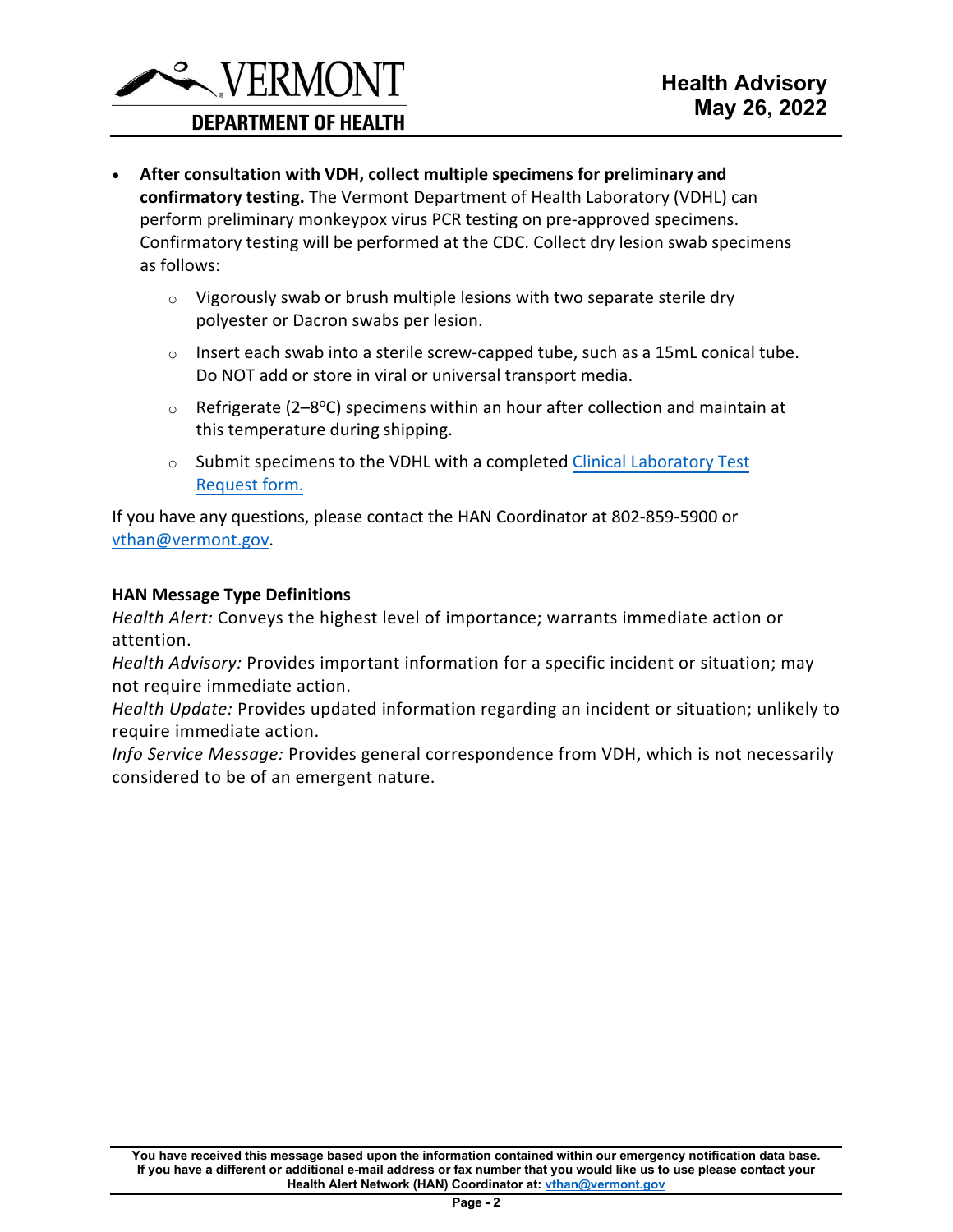- **After consultation with VDH, collect multiple specimens for preliminary and confirmatory testing.** The Vermont Department of Health Laboratory (VDHL) can perform preliminary monkeypox virus PCR testing on pre-approved specimens. Confirmatory testing will be performed at the CDC. Collect dry lesion swab specimens as follows:
  - Vigorously swab or brush multiple lesions with two separate sterile dry polyester or Dacron swabs per lesion.
  - Insert each swab into a sterile screw-capped tube, such as a 15mL conical tube. Do NOT add or store in viral or universal transport media.
  - Refrigerate (2–8°C) specimens within an hour after collection and maintain at this temperature during shipping.
  - Submit specimens to the VDHL with a completed Clinical Laboratory Test Request form.

If you have any questions, please contact the HAN Coordinator at 802-859-5900 or vthan@vermont.gov.

**HAN Message Type Definitions**

*Health Alert:* Conveys the highest level of importance; warrants immediate action or attention.

*Health Advisory:* Provides important information for a specific incident or situation; may not require immediate action.

*Health Update:* Provides updated information regarding an incident or situation; unlikely to require immediate action.

*Info Service Message:* Provides general correspondence from VDH, which is not necessarily considered to be of an emergent nature.

**You have received this message based upon the information contained within our emergency notification data base. If you have a different or additional e-mail address or fax number that you would like us to use please contact your Health Alert Network (HAN) Coordinator at: vthan@vermont.gov**